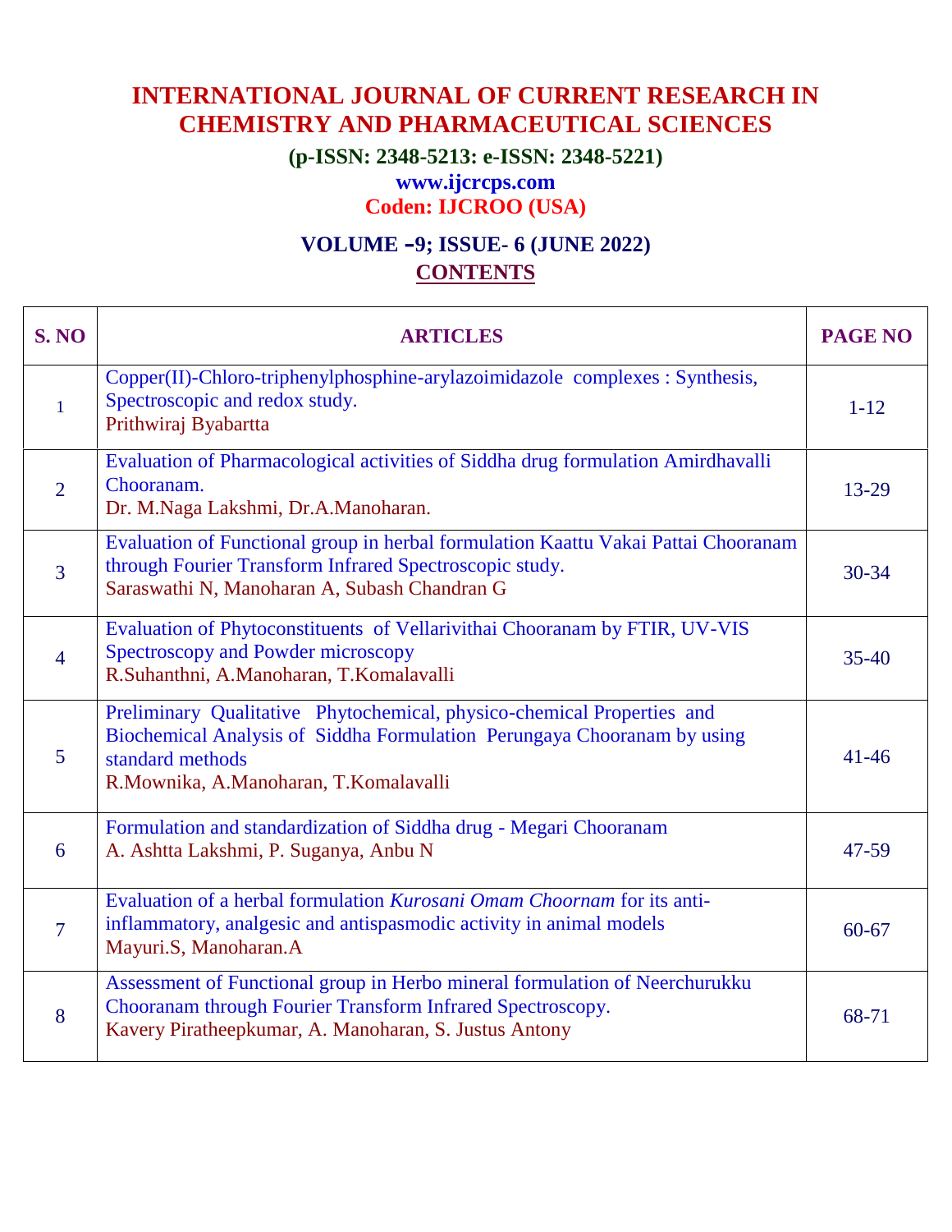# INTERNATIONAL JOURNAL OF CURRENT RESEARCH IN CHEMISTRY AND PHARMACEUTICAL SCIENCES

**(p-ISSN: 2348-5213: e-ISSN: 2348-5221)**

**www.ijcrcps.com**

**Coden: IJCROO (USA)**

## VOLUME –9; ISSUE- 6 (JUNE 2022)

## CONTENTS

| S. NO | ARTICLES | PAGE NO |
|---|---|---|
| 1 | Copper(II)-Chloro-triphenylphosphine-arylazoimidazole complexes : Synthesis, Spectroscopic and redox study.<br>Prithwiraj Byabartta | 1-12 |
| 2 | Evaluation of Pharmacological activities of Siddha drug formulation Amirdhavalli Chooranam.<br>Dr. M.Naga Lakshmi, Dr.A.Manoharan. | 13-29 |
| 3 | Evaluation of Functional group in herbal formulation Kaattu Vakai Pattai Chooranam through Fourier Transform Infrared Spectroscopic study.<br>Saraswathi N, Manoharan A, Subash Chandran G | 30-34 |
| 4 | Evaluation of Phytoconstituents of Vellarivithai Chooranam by FTIR, UV-VIS Spectroscopy and Powder microscopy<br>R.Suhanthni, A.Manoharan, T.Komalavalli | 35-40 |
| 5 | Preliminary Qualitative Phytochemical, physico-chemical Properties and Biochemical Analysis of Siddha Formulation Perungaya Chooranam by using standard methods<br>R.Mownika, A.Manoharan, T.Komalavalli | 41-46 |
| 6 | Formulation and standardization of Siddha drug - Megari Chooranam<br>A. Ashtta Lakshmi, P. Suganya, Anbu N | 47-59 |
| 7 | Evaluation of a herbal formulation *Kurosani Omam Choornam* for its anti-inflammatory, analgesic and antispasmodic activity in animal models<br>Mayuri.S, Manoharan.A | 60-67 |
| 8 | Assessment of Functional group in Herbo mineral formulation of Neerchurukku Chooranam through Fourier Transform Infrared Spectroscopy.<br>Kavery Piratheepkumar, A. Manoharan, S. Justus Antony | 68-71 |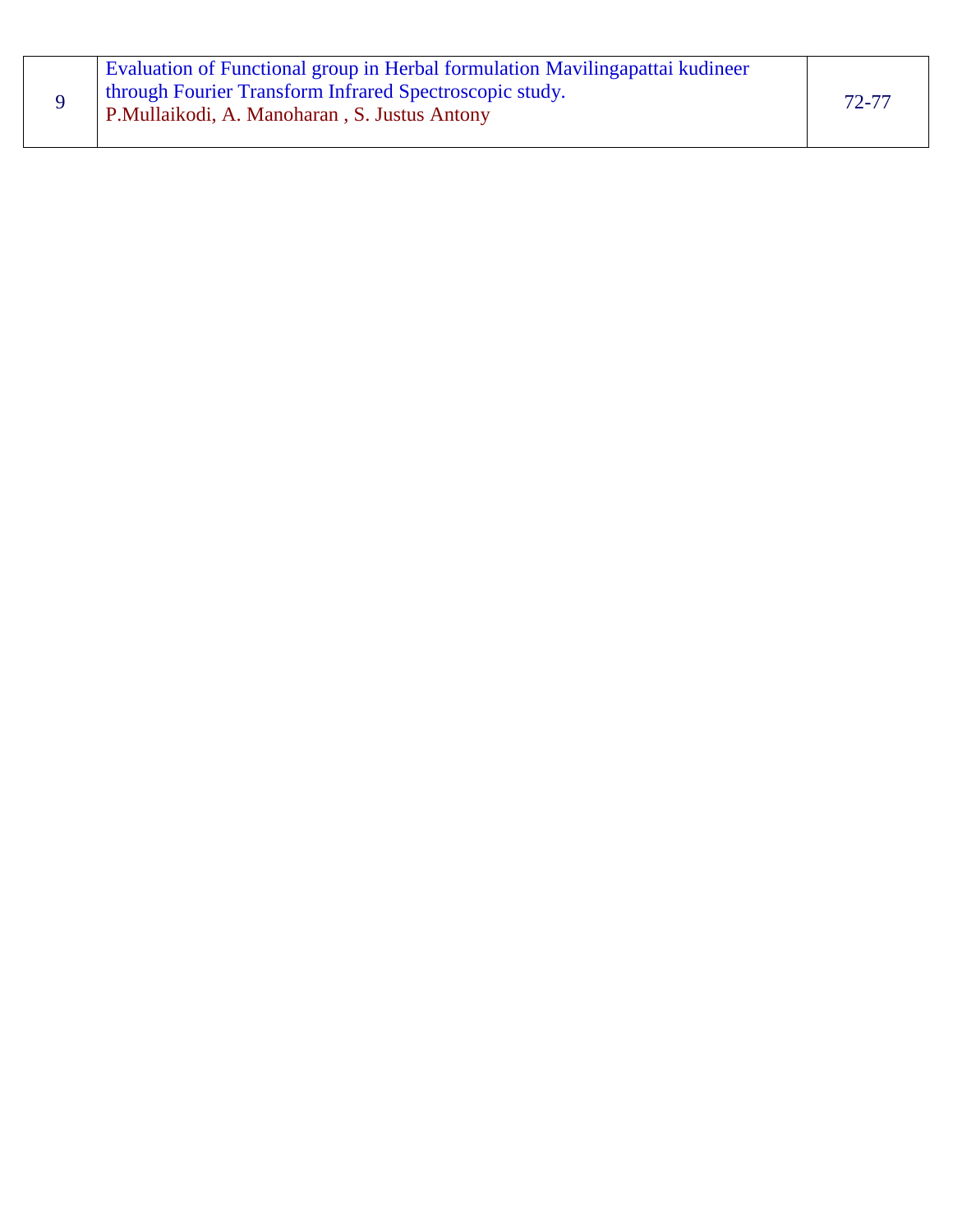| | | |
|---|---|---|
| 9 | Evaluation of Functional group in Herbal formulation Mavilingapattai kudineer through Fourier Transform Infrared Spectroscopic study.<br>P.Mullaikodi, A. Manoharan , S. Justus Antony | 72-77 |